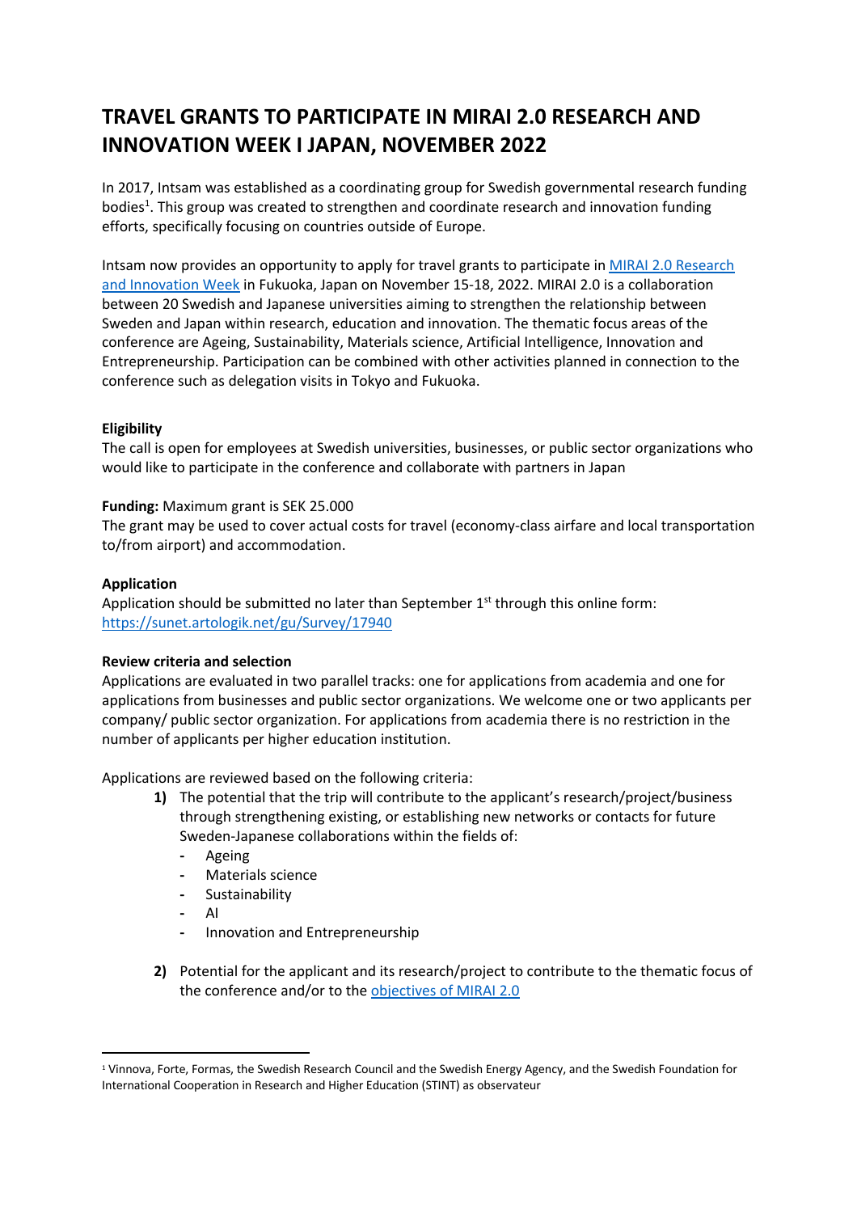# TRAVEL GRANTS TO PARTICIPATE IN MIRAI 2.0 RESEARCH AND INNOVATION WEEK I JAPAN, NOVEMBER 2022

In 2017, Intsam was established as a coordinating group for Swedish governmental research funding bodies[1]. This group was created to strengthen and coordinate research and innovation funding efforts, specifically focusing on countries outside of Europe.

Intsam now provides an opportunity to apply for travel grants to participate in MIRAI 2.0 Research and Innovation Week in Fukuoka, Japan on November 15-18, 2022. MIRAI 2.0 is a collaboration between 20 Swedish and Japanese universities aiming to strengthen the relationship between Sweden and Japan within research, education and innovation. The thematic focus areas of the conference are Ageing, Sustainability, Materials science, Artificial Intelligence, Innovation and Entrepreneurship. Participation can be combined with other activities planned in connection to the conference such as delegation visits in Tokyo and Fukuoka.

**Eligibility**
The call is open for employees at Swedish universities, businesses, or public sector organizations who would like to participate in the conference and collaborate with partners in Japan

**Funding:** Maximum grant is SEK 25.000
The grant may be used to cover actual costs for travel (economy-class airfare and local transportation to/from airport) and accommodation.

**Application**
Application should be submitted no later than September 1st through this online form: https://sunet.artologik.net/gu/Survey/17940

**Review criteria and selection**
Applications are evaluated in two parallel tracks: one for applications from academia and one for applications from businesses and public sector organizations. We welcome one or two applicants per company/ public sector organization. For applications from academia there is no restriction in the number of applicants per higher education institution.

Applications are reviewed based on the following criteria:

1) The potential that the trip will contribute to the applicant's research/project/business through strengthening existing, or establishing new networks or contacts for future Sweden-Japanese collaborations within the fields of:
   - Ageing
   - Materials science
   - Sustainability
   - AI
   - Innovation and Entrepreneurship

2) Potential for the applicant and its research/project to contribute to the thematic focus of the conference and/or to the objectives of MIRAI 2.0

[1] Vinnova, Forte, Formas, the Swedish Research Council and the Swedish Energy Agency, and the Swedish Foundation for International Cooperation in Research and Higher Education (STINT) as observateur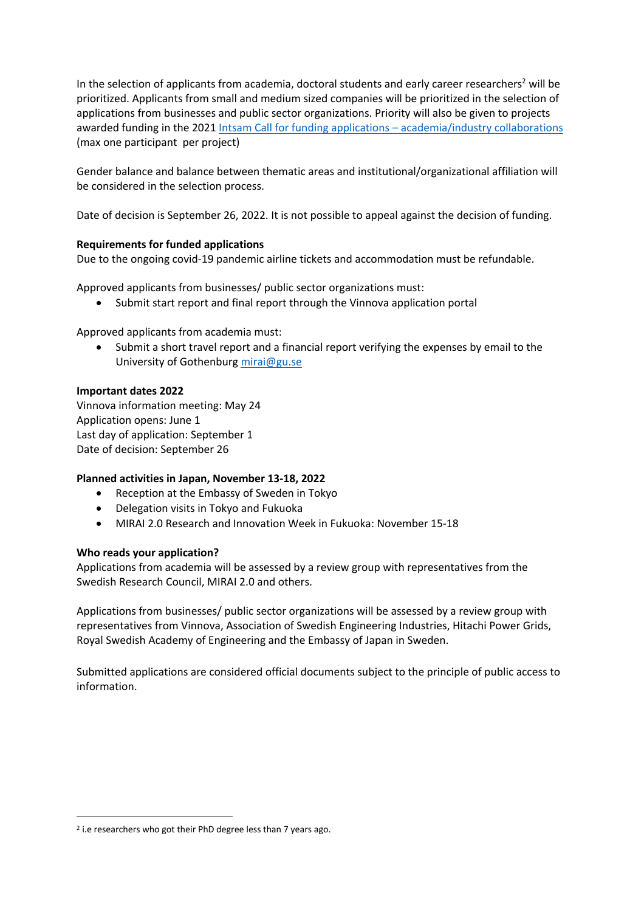In the selection of applicants from academia, doctoral students and early career researchers[2] will be prioritized. Applicants from small and medium sized companies will be prioritized in the selection of applications from businesses and public sector organizations. Priority will also be given to projects awarded funding in the 2021 Intsam Call for funding applications – academia/industry collaborations (max one participant per project)

Gender balance and balance between thematic areas and institutional/organizational affiliation will be considered in the selection process.

Date of decision is September 26, 2022. It is not possible to appeal against the decision of funding.

**Requirements for funded applications**

Due to the ongoing covid-19 pandemic airline tickets and accommodation must be refundable.

Approved applicants from businesses/ public sector organizations must:

- Submit start report and final report through the Vinnova application portal

Approved applicants from academia must:

- Submit a short travel report and a financial report verifying the expenses by email to the University of Gothenburg mirai@gu.se

**Important dates 2022**

Vinnova information meeting: May 24
Application opens: June 1
Last day of application: September 1
Date of decision: September 26

**Planned activities in Japan, November 13-18, 2022**

- Reception at the Embassy of Sweden in Tokyo
- Delegation visits in Tokyo and Fukuoka
- MIRAI 2.0 Research and Innovation Week in Fukuoka: November 15-18

**Who reads your application?**

Applications from academia will be assessed by a review group with representatives from the Swedish Research Council, MIRAI 2.0 and others.

Applications from businesses/ public sector organizations will be assessed by a review group with representatives from Vinnova, Association of Swedish Engineering Industries, Hitachi Power Grids, Royal Swedish Academy of Engineering and the Embassy of Japan in Sweden.

Submitted applications are considered official documents subject to the principle of public access to information.

[2] i.e researchers who got their PhD degree less than 7 years ago.